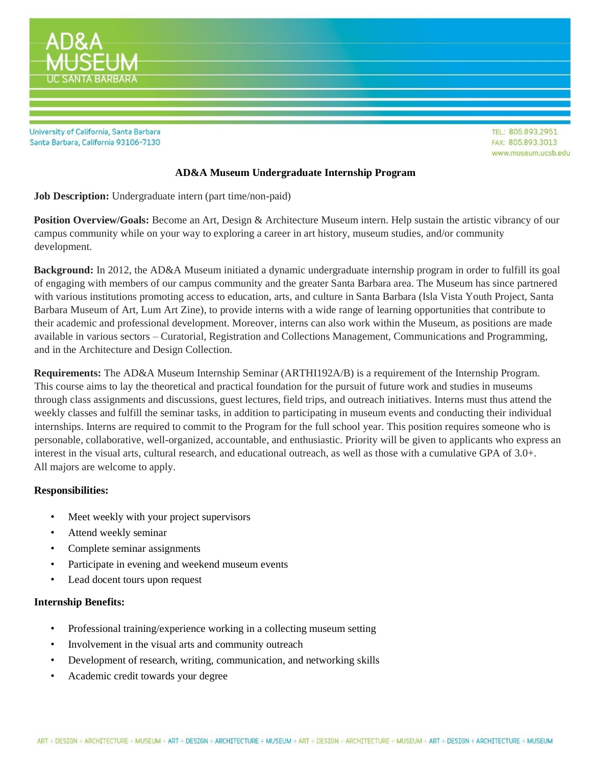AD&A MUSEUM
UC SANTA BARBARA

University of California, Santa Barbara
Santa Barbara, California 93106-7130

TEL: 805.893.2951
FAX: 805.893.3013
www.museum.ucsb.edu

# AD&A Museum Undergraduate Internship Program

**Job Description:** Undergraduate intern (part time/non-paid)

**Position Overview/Goals:** Become an Art, Design & Architecture Museum intern. Help sustain the artistic vibrancy of our campus community while on your way to exploring a career in art history, museum studies, and/or community development.

**Background:** In 2012, the AD&A Museum initiated a dynamic undergraduate internship program in order to fulfill its goal of engaging with members of our campus community and the greater Santa Barbara area. The Museum has since partnered with various institutions promoting access to education, arts, and culture in Santa Barbara (Isla Vista Youth Project, Santa Barbara Museum of Art, Lum Art Zine), to provide interns with a wide range of learning opportunities that contribute to their academic and professional development. Moreover, interns can also work within the Museum, as positions are made available in various sectors – Curatorial, Registration and Collections Management, Communications and Programming, and in the Architecture and Design Collection.

**Requirements:** The AD&A Museum Internship Seminar (ARTHI192A/B) is a requirement of the Internship Program. This course aims to lay the theoretical and practical foundation for the pursuit of future work and studies in museums through class assignments and discussions, guest lectures, field trips, and outreach initiatives. Interns must thus attend the weekly classes and fulfill the seminar tasks, in addition to participating in museum events and conducting their individual internships. Interns are required to commit to the Program for the full school year. This position requires someone who is personable, collaborative, well-organized, accountable, and enthusiastic. Priority will be given to applicants who express an interest in the visual arts, cultural research, and educational outreach, as well as those with a cumulative GPA of 3.0+. All majors are welcome to apply.

**Responsibilities:**

- Meet weekly with your project supervisors
- Attend weekly seminar
- Complete seminar assignments
- Participate in evening and weekend museum events
- Lead docent tours upon request

**Internship Benefits:**

- Professional training/experience working in a collecting museum setting
- Involvement in the visual arts and community outreach
- Development of research, writing, communication, and networking skills
- Academic credit towards your degree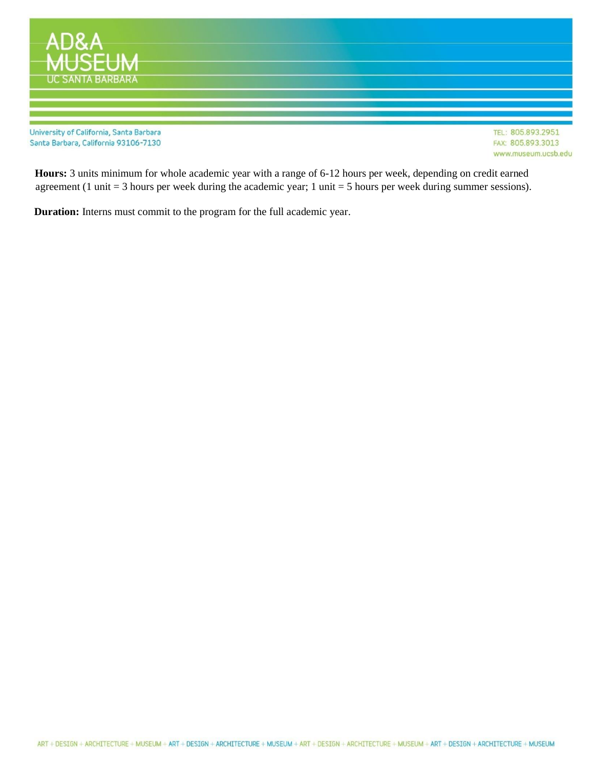**Hours:** 3 units minimum for whole academic year with a range of 6-12 hours per week, depending on credit earned agreement (1 unit = 3 hours per week during the academic year; 1 unit = 5 hours per week during summer sessions).

**Duration:** Interns must commit to the program for the full academic year.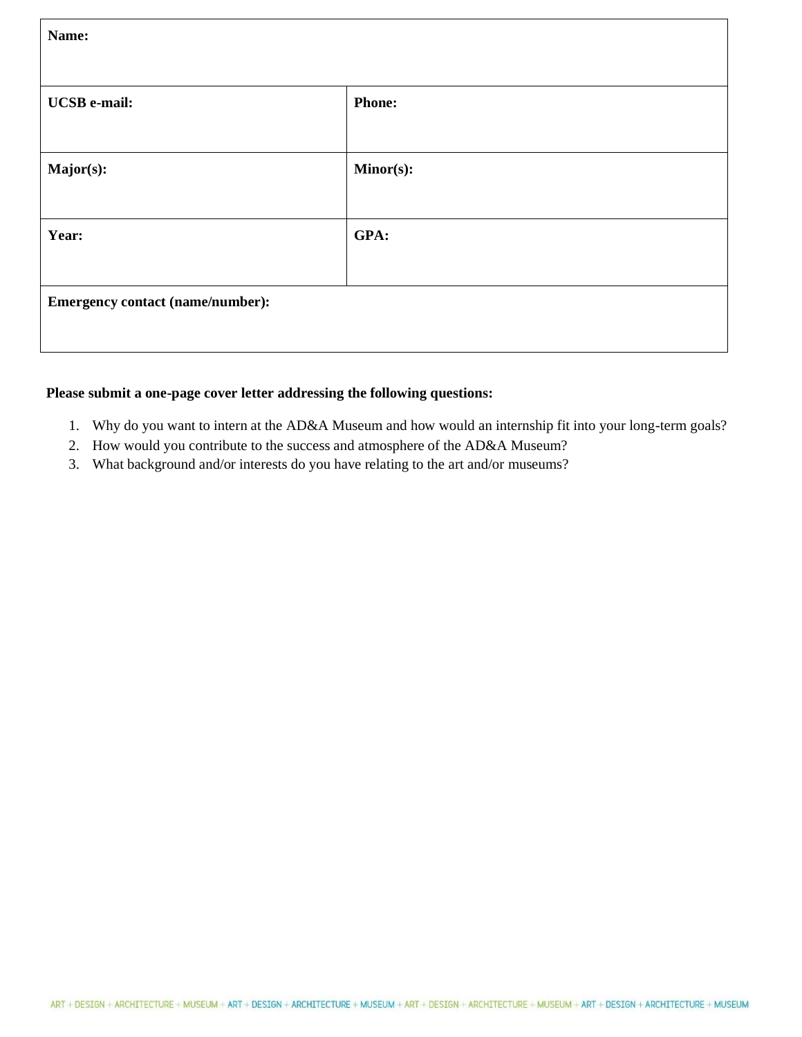| **Name:** | |
|---|---|
| **UCSB e-mail:** | **Phone:** |
| **Major(s):** | **Minor(s):** |
| **Year:** | **GPA:** |
| **Emergency contact (name/number):** | |

**Please submit a one-page cover letter addressing the following questions:**

1. Why do you want to intern at the AD&A Museum and how would an internship fit into your long-term goals?
2. How would you contribute to the success and atmosphere of the AD&A Museum?
3. What background and/or interests do you have relating to the art and/or museums?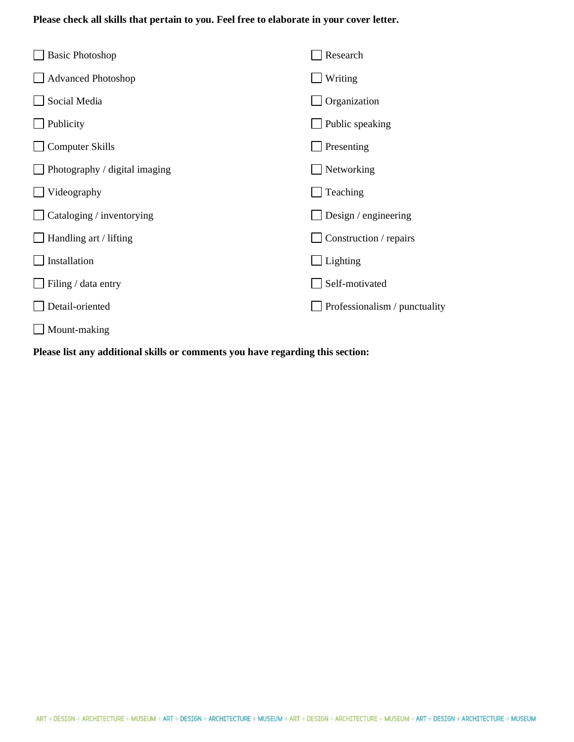**Please check all skills that pertain to you. Feel free to elaborate in your cover letter.**

- ☐ Basic Photoshop
- ☐ Advanced Photoshop
- ☐ Social Media
- ☐ Publicity
- ☐ Computer Skills
- ☐ Photography / digital imaging
- ☐ Videography
- ☐ Cataloging / inventorying
- ☐ Handling art / lifting
- ☐ Installation
- ☐ Filing / data entry
- ☐ Detail-oriented
- ☐ Mount-making
- ☐ Research
- ☐ Writing
- ☐ Organization
- ☐ Public speaking
- ☐ Presenting
- ☐ Networking
- ☐ Teaching
- ☐ Design / engineering
- ☐ Construction / repairs
- ☐ Lighting
- ☐ Self-motivated
- ☐ Professionalism / punctuality

**Please list any additional skills or comments you have regarding this section:**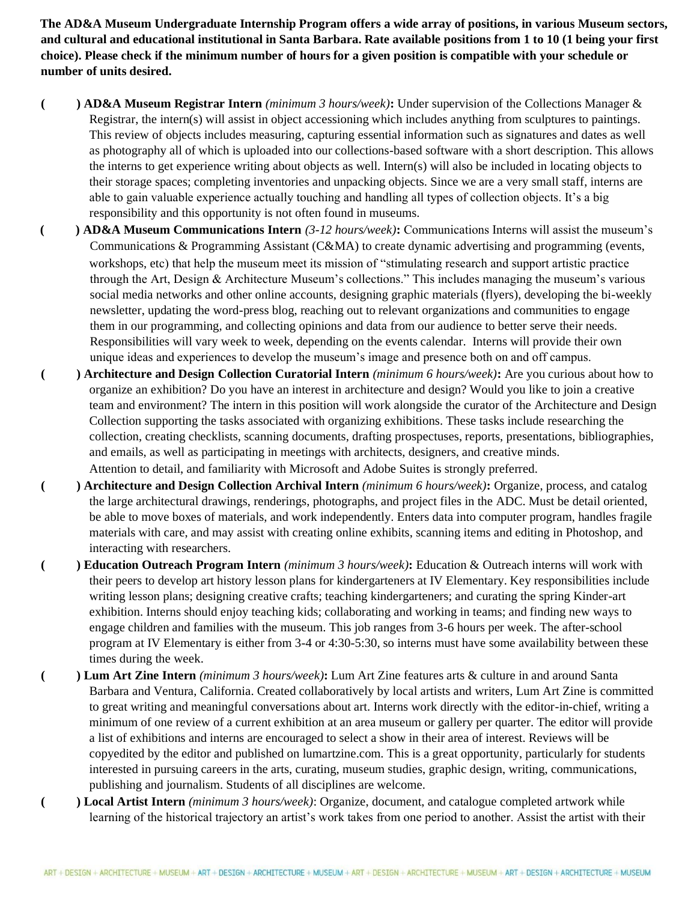**The AD&A Museum Undergraduate Internship Program offers a wide array of positions, in various Museum sectors, and cultural and educational institutional in Santa Barbara. Rate available positions from 1 to 10 (1 being your first choice). Please check if the minimum number of hours for a given position is compatible with your schedule or number of units desired.**

- **(  ) AD&A Museum Registrar Intern** *(minimum 3 hours/week)***:** Under supervision of the Collections Manager & Registrar, the intern(s) will assist in object accessioning which includes anything from sculptures to paintings. This review of objects includes measuring, capturing essential information such as signatures and dates as well as photography all of which is uploaded into our collections-based software with a short description. This allows the interns to get experience writing about objects as well. Intern(s) will also be included in locating objects to their storage spaces; completing inventories and unpacking objects. Since we are a very small staff, interns are able to gain valuable experience actually touching and handling all types of collection objects. It's a big responsibility and this opportunity is not often found in museums.
- **(  ) AD&A Museum Communications Intern** *(3-12 hours/week)***:** Communications Interns will assist the museum's Communications & Programming Assistant (C&MA) to create dynamic advertising and programming (events, workshops, etc) that help the museum meet its mission of "stimulating research and support artistic practice through the Art, Design & Architecture Museum's collections." This includes managing the museum's various social media networks and other online accounts, designing graphic materials (flyers), developing the bi-weekly newsletter, updating the word-press blog, reaching out to relevant organizations and communities to engage them in our programming, and collecting opinions and data from our audience to better serve their needs. Responsibilities will vary week to week, depending on the events calendar. Interns will provide their own unique ideas and experiences to develop the museum's image and presence both on and off campus.
- **(  ) Architecture and Design Collection Curatorial Intern** *(minimum 6 hours/week)***:** Are you curious about how to organize an exhibition? Do you have an interest in architecture and design? Would you like to join a creative team and environment? The intern in this position will work alongside the curator of the Architecture and Design Collection supporting the tasks associated with organizing exhibitions. These tasks include researching the collection, creating checklists, scanning documents, drafting prospectuses, reports, presentations, bibliographies, and emails, as well as participating in meetings with architects, designers, and creative minds. Attention to detail, and familiarity with Microsoft and Adobe Suites is strongly preferred.
- **(  ) Architecture and Design Collection Archival Intern** *(minimum 6 hours/week)***:** Organize, process, and catalog the large architectural drawings, renderings, photographs, and project files in the ADC. Must be detail oriented, be able to move boxes of materials, and work independently. Enters data into computer program, handles fragile materials with care, and may assist with creating online exhibits, scanning items and editing in Photoshop, and interacting with researchers.
- **(  ) Education Outreach Program Intern** *(minimum 3 hours/week)***:** Education & Outreach interns will work with their peers to develop art history lesson plans for kindergarteners at IV Elementary. Key responsibilities include writing lesson plans; designing creative crafts; teaching kindergarteners; and curating the spring Kinder-art exhibition. Interns should enjoy teaching kids; collaborating and working in teams; and finding new ways to engage children and families with the museum. This job ranges from 3-6 hours per week. The after-school program at IV Elementary is either from 3-4 or 4:30-5:30, so interns must have some availability between these times during the week.
- **(  ) Lum Art Zine Intern** *(minimum 3 hours/week)***:** Lum Art Zine features arts & culture in and around Santa Barbara and Ventura, California. Created collaboratively by local artists and writers, Lum Art Zine is committed to great writing and meaningful conversations about art. Interns work directly with the editor-in-chief, writing a minimum of one review of a current exhibition at an area museum or gallery per quarter. The editor will provide a list of exhibitions and interns are encouraged to select a show in their area of interest. Reviews will be copyedited by the editor and published on lumartzine.com. This is a great opportunity, particularly for students interested in pursuing careers in the arts, curating, museum studies, graphic design, writing, communications, publishing and journalism. Students of all disciplines are welcome.
- **(  ) Local Artist Intern** *(minimum 3 hours/week)*: Organize, document, and catalogue completed artwork while learning of the historical trajectory an artist's work takes from one period to another. Assist the artist with their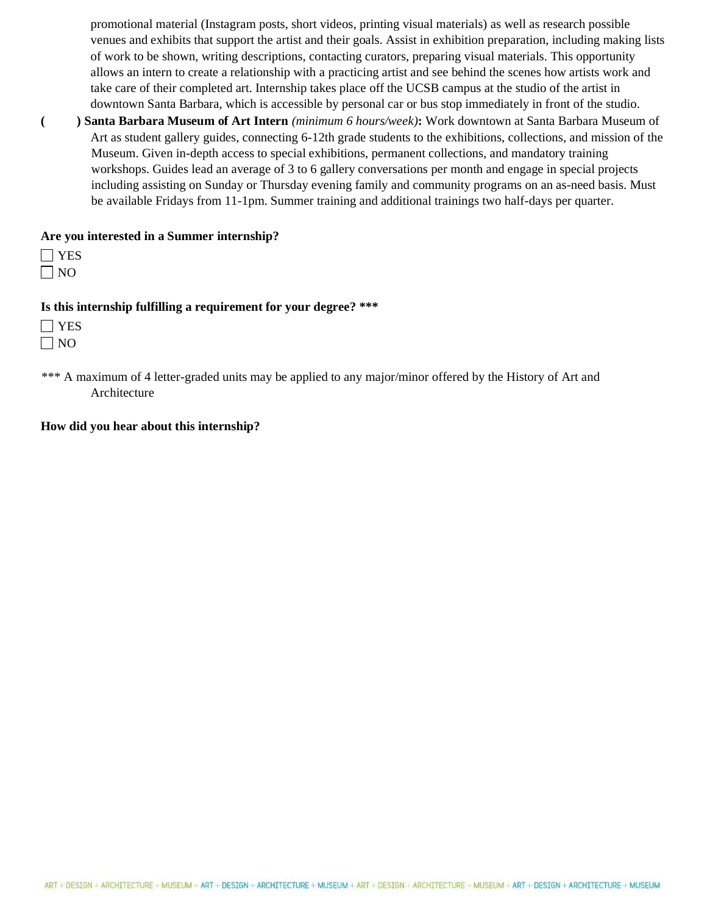promotional material (Instagram posts, short videos, printing visual materials) as well as research possible venues and exhibits that support the artist and their goals. Assist in exhibition preparation, including making lists of work to be shown, writing descriptions, contacting curators, preparing visual materials. This opportunity allows an intern to create a relationship with a practicing artist and see behind the scenes how artists work and take care of their completed art. Internship takes place off the UCSB campus at the studio of the artist in downtown Santa Barbara, which is accessible by personal car or bus stop immediately in front of the studio.

**(     ) Santa Barbara Museum of Art Intern** *(minimum 6 hours/week)***:** Work downtown at Santa Barbara Museum of Art as student gallery guides, connecting 6-12th grade students to the exhibitions, collections, and mission of the Museum. Given in-depth access to special exhibitions, permanent collections, and mandatory training workshops. Guides lead an average of 3 to 6 gallery conversations per month and engage in special projects including assisting on Sunday or Thursday evening family and community programs on an as-need basis. Must be available Fridays from 11-1pm. Summer training and additional trainings two half-days per quarter.

**Are you interested in a Summer internship?**

☐ YES
☐ NO

**Is this internship fulfilling a requirement for your degree? *****

☐ YES
☐ NO

*** A maximum of 4 letter-graded units may be applied to any major/minor offered by the History of Art and Architecture

**How did you hear about this internship?**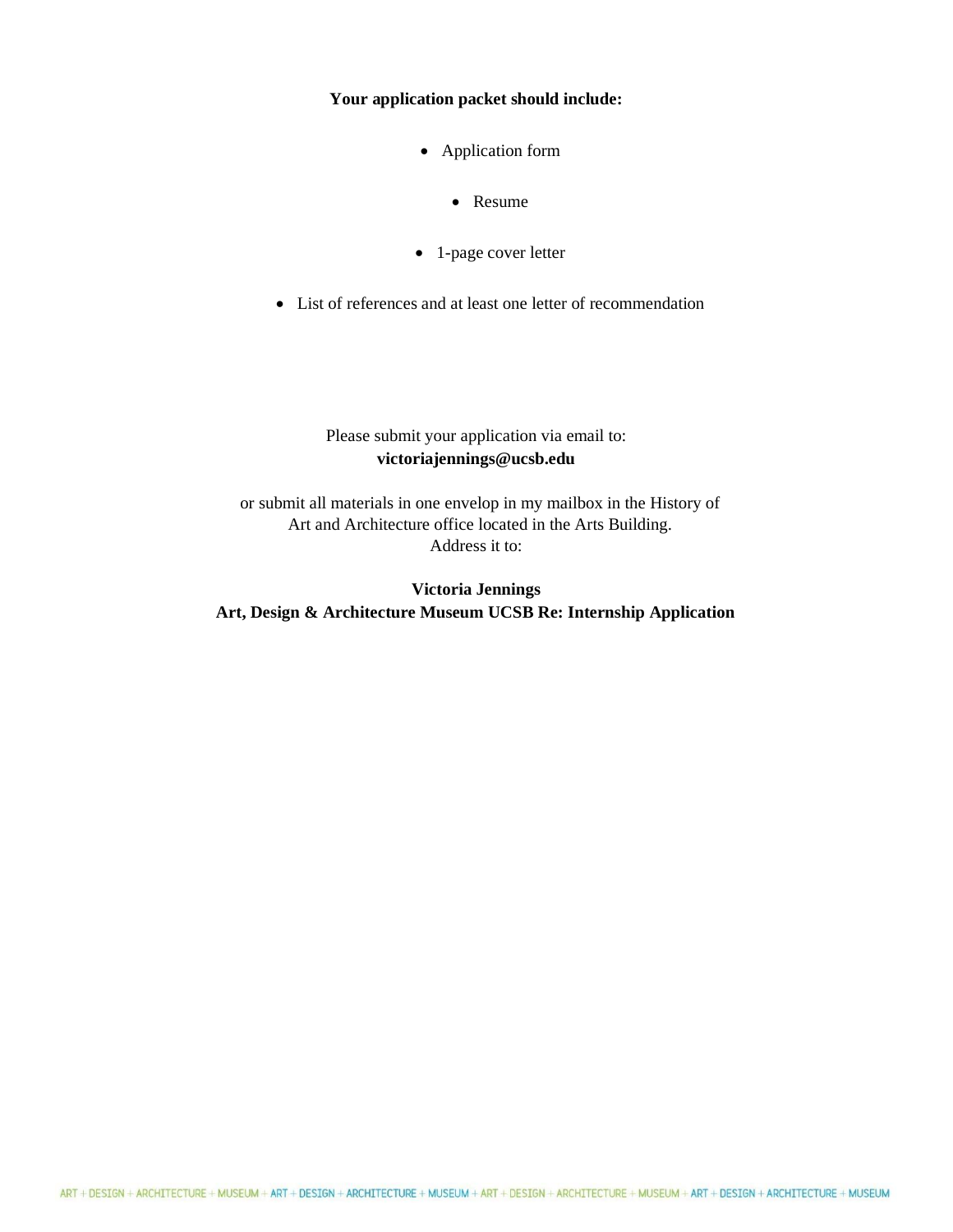**Your application packet should include:**

- Application form
- Resume
- 1-page cover letter
- List of references and at least one letter of recommendation

Please submit your application via email to:
**victoriajennings@ucsb.edu**

or submit all materials in one envelop in my mailbox in the History of Art and Architecture office located in the Arts Building.
Address it to:

**Victoria Jennings**
**Art, Design & Architecture Museum UCSB Re: Internship Application**